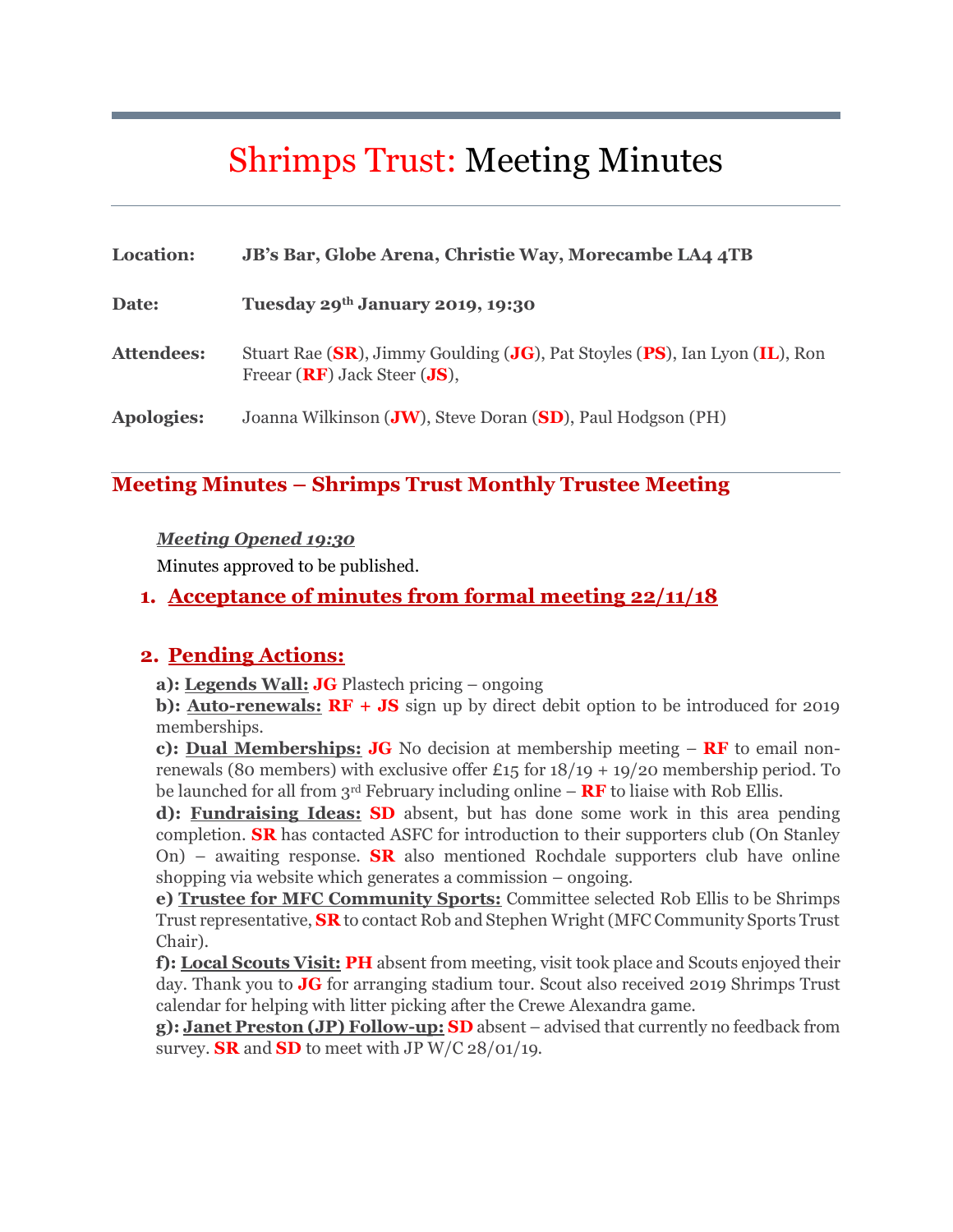# Shrimps Trust: Meeting Minutes

| | |
|---|---|
| **Location:** | **JB's Bar, Globe Arena, Christie Way, Morecambe LA4 4TB** |
| **Date:** | **Tuesday 29th January 2019, 19:30** |
| **Attendees:** | Stuart Rae (**SR**), Jimmy Goulding (**JG**), Pat Stoyles (**PS**), Ian Lyon (**IL**), Ron Freear (**RF**) Jack Steer (**JS**), |
| **Apologies:** | Joanna Wilkinson (**JW**), Steve Doran (**SD**), Paul Hodgson (PH) |

## Meeting Minutes – Shrimps Trust Monthly Trustee Meeting

***Meeting Opened 19:30***

Minutes approved to be published.

### 1. Acceptance of minutes from formal meeting 22/11/18

### 2. Pending Actions:

**a): Legends Wall:** **JG** Plastech pricing – ongoing

**b): Auto-renewals:** **RF + JS** sign up by direct debit option to be introduced for 2019 memberships.

**c): Dual Memberships:** **JG** No decision at membership meeting – **RF** to email non-renewals (80 members) with exclusive offer £15 for 18/19 + 19/20 membership period. To be launched for all from 3rd February including online – **RF** to liaise with Rob Ellis.

**d): Fundraising Ideas:** **SD** absent, but has done some work in this area pending completion. **SR** has contacted ASFC for introduction to their supporters club (On Stanley On) – awaiting response. **SR** also mentioned Rochdale supporters club have online shopping via website which generates a commission – ongoing.

**e) Trustee for MFC Community Sports:** Committee selected Rob Ellis to be Shrimps Trust representative, **SR** to contact Rob and Stephen Wright (MFC Community Sports Trust Chair).

**f): Local Scouts Visit:** **PH** absent from meeting, visit took place and Scouts enjoyed their day. Thank you to **JG** for arranging stadium tour. Scout also received 2019 Shrimps Trust calendar for helping with litter picking after the Crewe Alexandra game.

**g): Janet Preston (JP) Follow-up:** **SD** absent – advised that currently no feedback from survey. **SR** and **SD** to meet with JP W/C 28/01/19.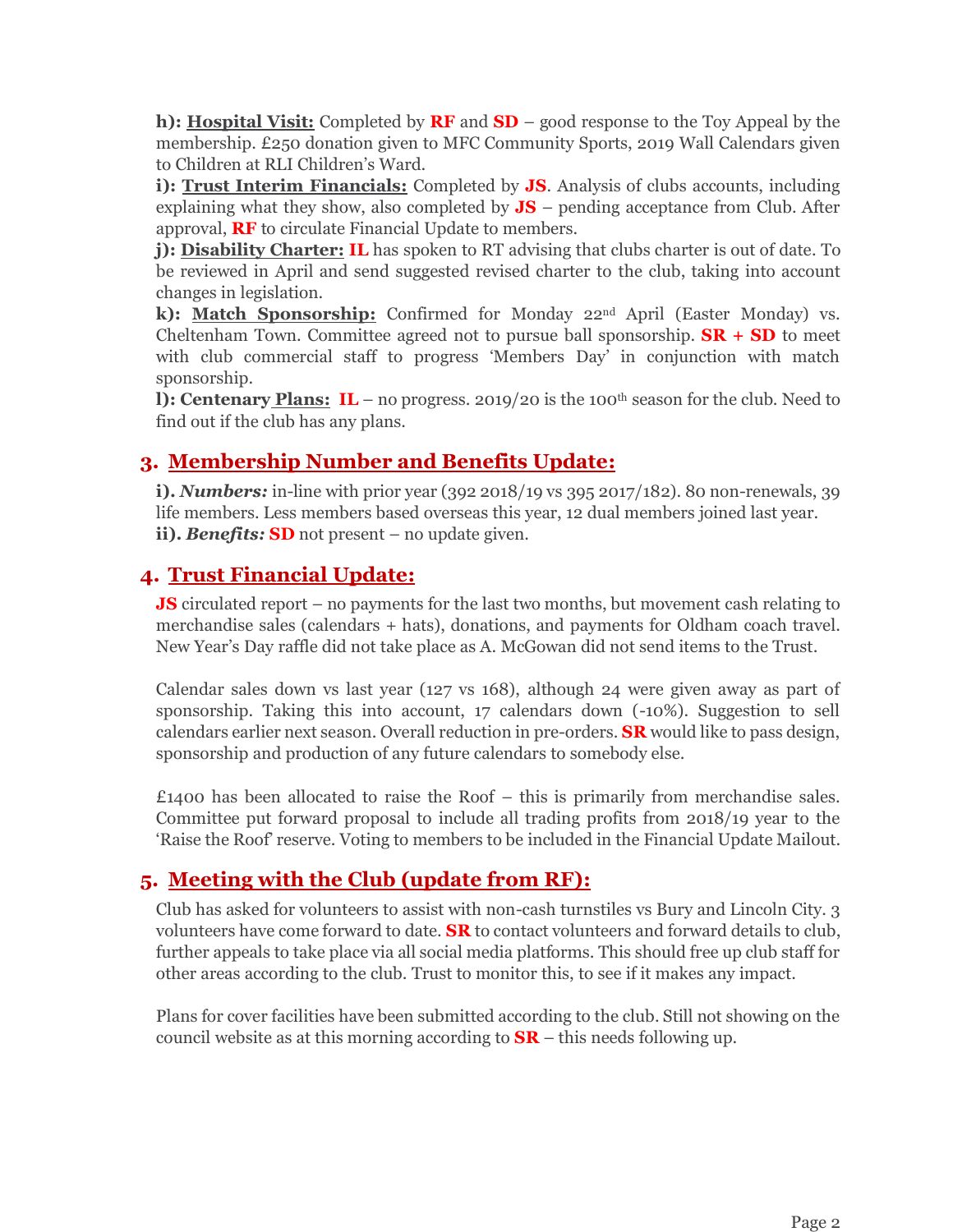**h): Hospital Visit:** Completed by **RF** and **SD** – good response to the Toy Appeal by the membership. £250 donation given to MFC Community Sports, 2019 Wall Calendars given to Children at RLI Children's Ward.

**i): Trust Interim Financials:** Completed by **JS**. Analysis of clubs accounts, including explaining what they show, also completed by **JS** – pending acceptance from Club. After approval, **RF** to circulate Financial Update to members.

**j): Disability Charter:** **IL** has spoken to RT advising that clubs charter is out of date. To be reviewed in April and send suggested revised charter to the club, taking into account changes in legislation.

**k): Match Sponsorship:** Confirmed for Monday 22nd April (Easter Monday) vs. Cheltenham Town. Committee agreed not to pursue ball sponsorship. **SR + SD** to meet with club commercial staff to progress 'Members Day' in conjunction with match sponsorship.

**l): Centenary Plans:** **IL** – no progress. 2019/20 is the 100th season for the club. Need to find out if the club has any plans.

## 3. Membership Number and Benefits Update:

**i).** ***Numbers:*** in-line with prior year (392 2018/19 vs 395 2017/182). 80 non-renewals, 39 life members. Less members based overseas this year, 12 dual members joined last year.

**ii).** ***Benefits:*** **SD** not present – no update given.

## 4. Trust Financial Update:

**JS** circulated report – no payments for the last two months, but movement cash relating to merchandise sales (calendars + hats), donations, and payments for Oldham coach travel. New Year's Day raffle did not take place as A. McGowan did not send items to the Trust.

Calendar sales down vs last year (127 vs 168), although 24 were given away as part of sponsorship. Taking this into account, 17 calendars down (-10%). Suggestion to sell calendars earlier next season. Overall reduction in pre-orders. **SR** would like to pass design, sponsorship and production of any future calendars to somebody else.

£1400 has been allocated to raise the Roof – this is primarily from merchandise sales. Committee put forward proposal to include all trading profits from 2018/19 year to the 'Raise the Roof' reserve. Voting to members to be included in the Financial Update Mailout.

## 5. Meeting with the Club (update from RF):

Club has asked for volunteers to assist with non-cash turnstiles vs Bury and Lincoln City. 3 volunteers have come forward to date. **SR** to contact volunteers and forward details to club, further appeals to take place via all social media platforms. This should free up club staff for other areas according to the club. Trust to monitor this, to see if it makes any impact.

Plans for cover facilities have been submitted according to the club. Still not showing on the council website as at this morning according to **SR** – this needs following up.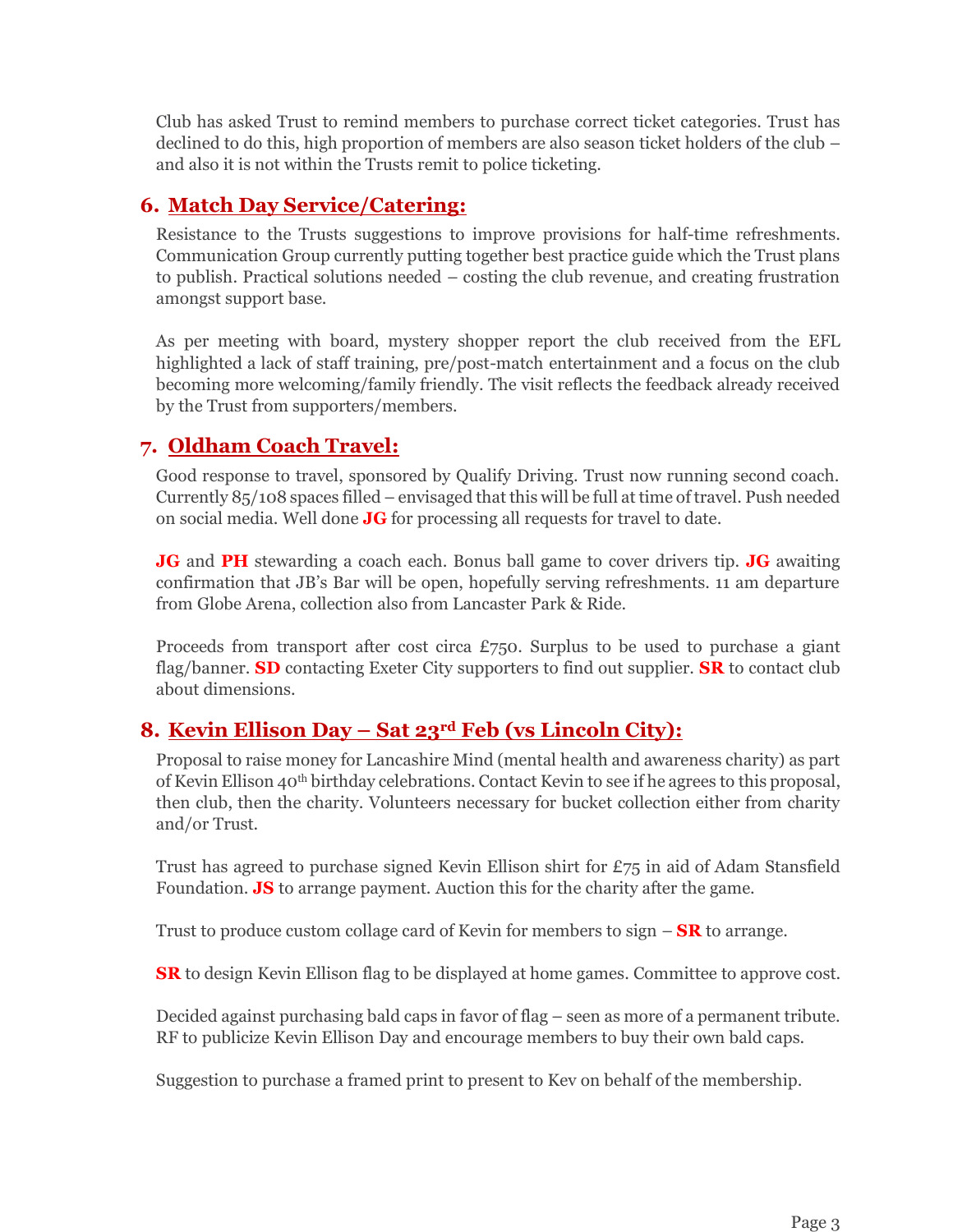Club has asked Trust to remind members to purchase correct ticket categories. Trust has declined to do this, high proportion of members are also season ticket holders of the club – and also it is not within the Trusts remit to police ticketing.

## 6. Match Day Service/Catering:

Resistance to the Trusts suggestions to improve provisions for half-time refreshments. Communication Group currently putting together best practice guide which the Trust plans to publish. Practical solutions needed – costing the club revenue, and creating frustration amongst support base.

As per meeting with board, mystery shopper report the club received from the EFL highlighted a lack of staff training, pre/post-match entertainment and a focus on the club becoming more welcoming/family friendly. The visit reflects the feedback already received by the Trust from supporters/members.

## 7. Oldham Coach Travel:

Good response to travel, sponsored by Qualify Driving. Trust now running second coach. Currently 85/108 spaces filled – envisaged that this will be full at time of travel. Push needed on social media. Well done **JG** for processing all requests for travel to date.

**JG** and **PH** stewarding a coach each. Bonus ball game to cover drivers tip. **JG** awaiting confirmation that JB's Bar will be open, hopefully serving refreshments. 11 am departure from Globe Arena, collection also from Lancaster Park & Ride.

Proceeds from transport after cost circa £750. Surplus to be used to purchase a giant flag/banner. **SD** contacting Exeter City supporters to find out supplier. **SR** to contact club about dimensions.

## 8. Kevin Ellison Day – Sat 23rd Feb (vs Lincoln City):

Proposal to raise money for Lancashire Mind (mental health and awareness charity) as part of Kevin Ellison 40th birthday celebrations. Contact Kevin to see if he agrees to this proposal, then club, then the charity. Volunteers necessary for bucket collection either from charity and/or Trust.

Trust has agreed to purchase signed Kevin Ellison shirt for £75 in aid of Adam Stansfield Foundation. **JS** to arrange payment. Auction this for the charity after the game.

Trust to produce custom collage card of Kevin for members to sign – **SR** to arrange.

**SR** to design Kevin Ellison flag to be displayed at home games. Committee to approve cost.

Decided against purchasing bald caps in favor of flag – seen as more of a permanent tribute. RF to publicize Kevin Ellison Day and encourage members to buy their own bald caps.

Suggestion to purchase a framed print to present to Kev on behalf of the membership.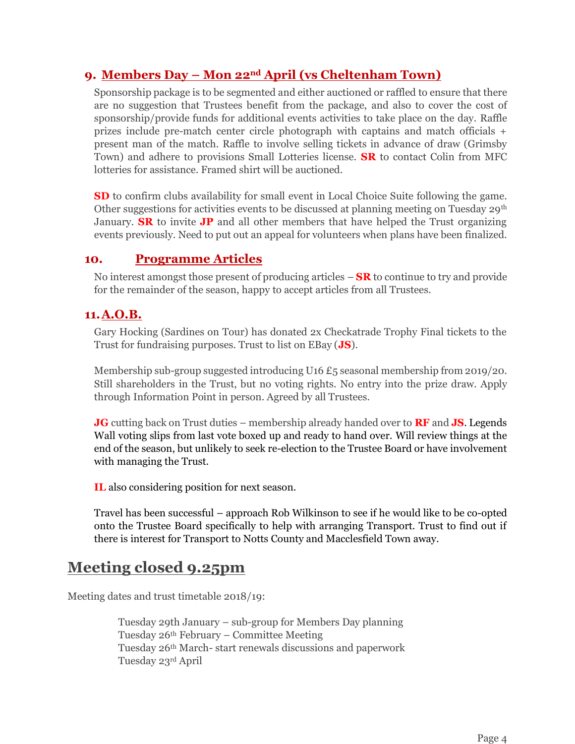## 9. Members Day – Mon 22nd April (vs Cheltenham Town)

Sponsorship package is to be segmented and either auctioned or raffled to ensure that there are no suggestion that Trustees benefit from the package, and also to cover the cost of sponsorship/provide funds for additional events activities to take place on the day. Raffle prizes include pre-match center circle photograph with captains and match officials + present man of the match. Raffle to involve selling tickets in advance of draw (Grimsby Town) and adhere to provisions Small Lotteries license. **SR** to contact Colin from MFC lotteries for assistance. Framed shirt will be auctioned.

**SD** to confirm clubs availability for small event in Local Choice Suite following the game. Other suggestions for activities events to be discussed at planning meeting on Tuesday 29th January. **SR** to invite **JP** and all other members that have helped the Trust organizing events previously. Need to put out an appeal for volunteers when plans have been finalized.

## 10. Programme Articles

No interest amongst those present of producing articles – **SR** to continue to try and provide for the remainder of the season, happy to accept articles from all Trustees.

## 11. A.O.B.

Gary Hocking (Sardines on Tour) has donated 2x Checkatrade Trophy Final tickets to the Trust for fundraising purposes. Trust to list on EBay (**JS**).

Membership sub-group suggested introducing U16 £5 seasonal membership from 2019/20. Still shareholders in the Trust, but no voting rights. No entry into the prize draw. Apply through Information Point in person. Agreed by all Trustees.

**JG** cutting back on Trust duties – membership already handed over to **RF** and **JS**. Legends Wall voting slips from last vote boxed up and ready to hand over. Will review things at the end of the season, but unlikely to seek re-election to the Trustee Board or have involvement with managing the Trust.

**IL** also considering position for next season.

Travel has been successful – approach Rob Wilkinson to see if he would like to be co-opted onto the Trustee Board specifically to help with arranging Transport. Trust to find out if there is interest for Transport to Notts County and Macclesfield Town away.

# Meeting closed 9.25pm

Meeting dates and trust timetable 2018/19:

Tuesday 29th January – sub-group for Members Day planning
Tuesday 26th February – Committee Meeting
Tuesday 26th March- start renewals discussions and paperwork
Tuesday 23rd April